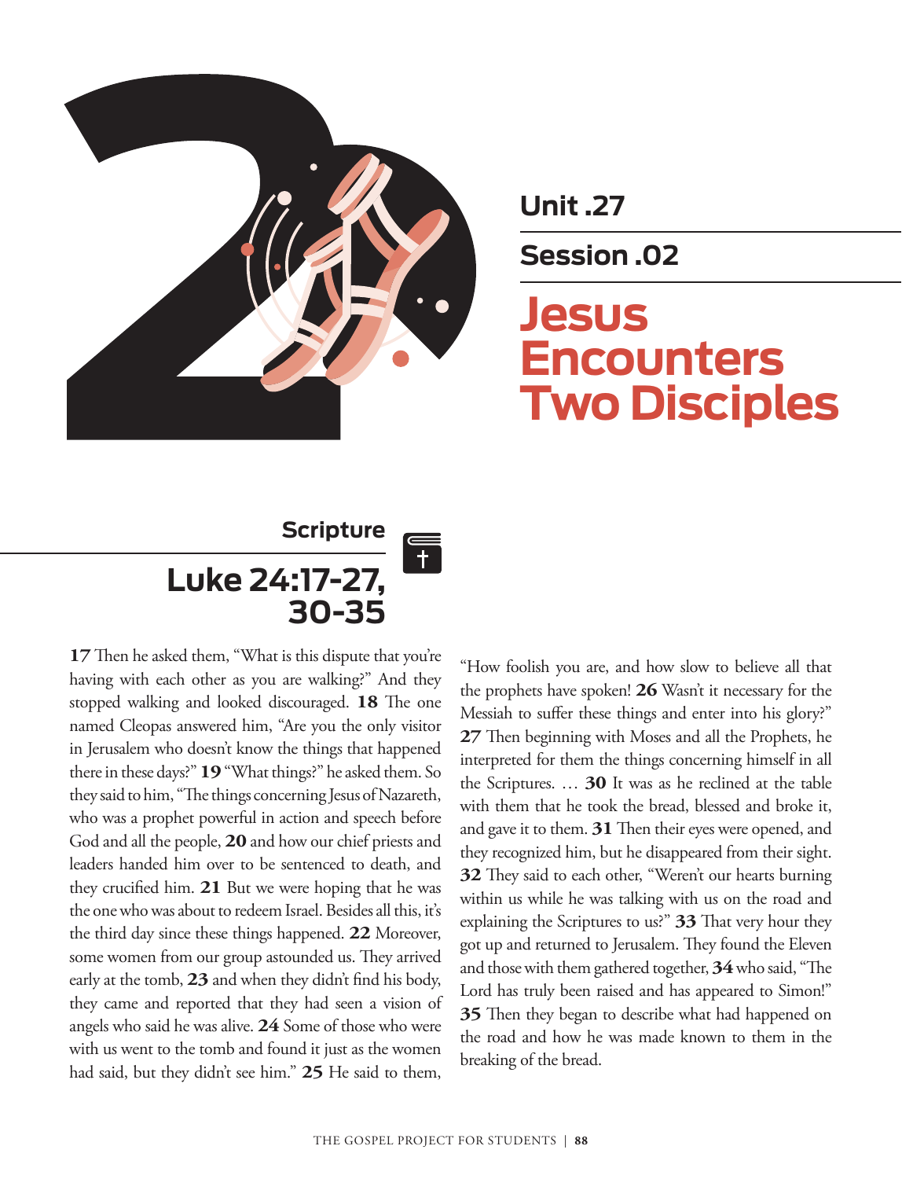Unit .27

Session .02

# Jesus Encounters Two Disciples

## Scripture

### Luke 24:17-27, 30-35

**17** Then he asked them, "What is this dispute that you're having with each other as you are walking?" And they stopped walking and looked discouraged. **18** The one named Cleopas answered him, "Are you the only visitor in Jerusalem who doesn't know the things that happened there in these days?" **19** "What things?" he asked them. So they said to him, "The things concerning Jesus of Nazareth, who was a prophet powerful in action and speech before God and all the people, **20** and how our chief priests and leaders handed him over to be sentenced to death, and they crucified him. **21** But we were hoping that he was the one who was about to redeem Israel. Besides all this, it's the third day since these things happened. **22** Moreover, some women from our group astounded us. They arrived early at the tomb, **23** and when they didn't find his body, they came and reported that they had seen a vision of angels who said he was alive. **24** Some of those who were with us went to the tomb and found it just as the women had said, but they didn't see him." **25** He said to them, "How foolish you are, and how slow to believe all that the prophets have spoken! **26** Wasn't it necessary for the Messiah to suffer these things and enter into his glory?" **27** Then beginning with Moses and all the Prophets, he interpreted for them the things concerning himself in all the Scriptures. … **30** It was as he reclined at the table with them that he took the bread, blessed and broke it, and gave it to them. **31** Then their eyes were opened, and they recognized him, but he disappeared from their sight. **32** They said to each other, "Weren't our hearts burning within us while he was talking with us on the road and explaining the Scriptures to us?" **33** That very hour they got up and returned to Jerusalem. They found the Eleven and those with them gathered together, **34** who said, "The Lord has truly been raised and has appeared to Simon!" **35** Then they began to describe what had happened on the road and how he was made known to them in the breaking of the bread.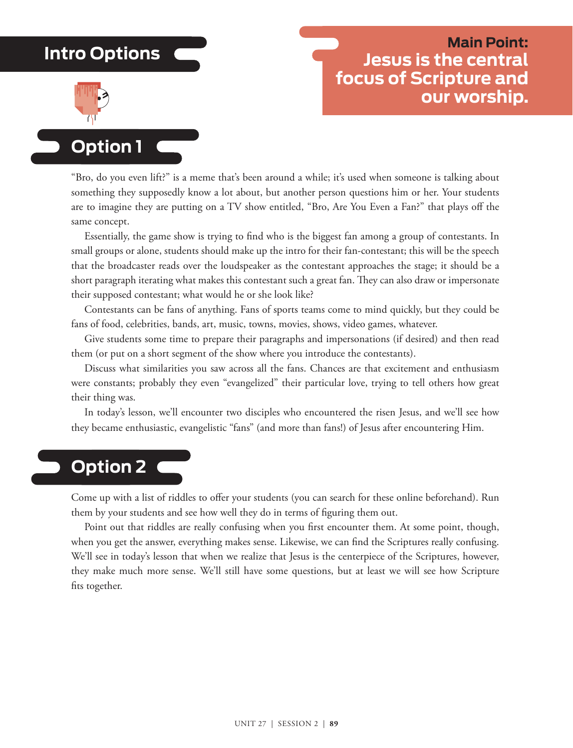## Intro Options

**Main Point:**
**Jesus is the central focus of Scripture and our worship.**

### Option 1

“Bro, do you even lift?” is a meme that’s been around a while; it’s used when someone is talking about something they supposedly know a lot about, but another person questions him or her. Your students are to imagine they are putting on a TV show entitled, “Bro, Are You Even a Fan?” that plays off the same concept.

Essentially, the game show is trying to find who is the biggest fan among a group of contestants. In small groups or alone, students should make up the intro for their fan-contestant; this will be the speech that the broadcaster reads over the loudspeaker as the contestant approaches the stage; it should be a short paragraph iterating what makes this contestant such a great fan. They can also draw or impersonate their supposed contestant; what would he or she look like?

Contestants can be fans of anything. Fans of sports teams come to mind quickly, but they could be fans of food, celebrities, bands, art, music, towns, movies, shows, video games, whatever.

Give students some time to prepare their paragraphs and impersonations (if desired) and then read them (or put on a short segment of the show where you introduce the contestants).

Discuss what similarities you saw across all the fans. Chances are that excitement and enthusiasm were constants; probably they even “evangelized” their particular love, trying to tell others how great their thing was.

In today’s lesson, we’ll encounter two disciples who encountered the risen Jesus, and we’ll see how they became enthusiastic, evangelistic “fans” (and more than fans!) of Jesus after encountering Him.

### Option 2

Come up with a list of riddles to offer your students (you can search for these online beforehand). Run them by your students and see how well they do in terms of figuring them out.

Point out that riddles are really confusing when you first encounter them. At some point, though, when you get the answer, everything makes sense. Likewise, we can find the Scriptures really confusing. We’ll see in today’s lesson that when we realize that Jesus is the centerpiece of the Scriptures, however, they make much more sense. We’ll still have some questions, but at least we will see how Scripture fits together.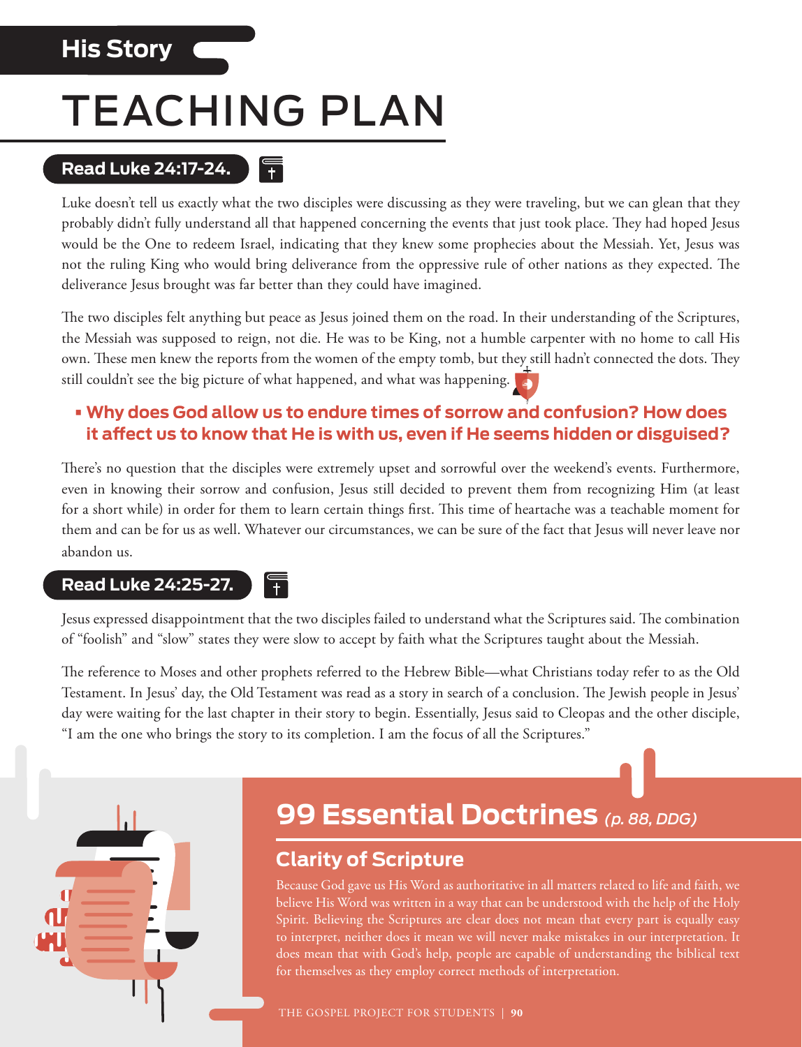**His Story**

# TEACHING PLAN

**Read Luke 24:17-24.**

Luke doesn't tell us exactly what the two disciples were discussing as they were traveling, but we can glean that they probably didn't fully understand all that happened concerning the events that just took place. They had hoped Jesus would be the One to redeem Israel, indicating that they knew some prophecies about the Messiah. Yet, Jesus was not the ruling King who would bring deliverance from the oppressive rule of other nations as they expected. The deliverance Jesus brought was far better than they could have imagined.

The two disciples felt anything but peace as Jesus joined them on the road. In their understanding of the Scriptures, the Messiah was supposed to reign, not die. He was to be King, not a humble carpenter with no home to call His own. These men knew the reports from the women of the empty tomb, but they still hadn't connected the dots. They still couldn't see the big picture of what happened, and what was happening.

- **Why does God allow us to endure times of sorrow and confusion? How does it affect us to know that He is with us, even if He seems hidden or disguised?**

There's no question that the disciples were extremely upset and sorrowful over the weekend's events. Furthermore, even in knowing their sorrow and confusion, Jesus still decided to prevent them from recognizing Him (at least for a short while) in order for them to learn certain things first. This time of heartache was a teachable moment for them and can be for us as well. Whatever our circumstances, we can be sure of the fact that Jesus will never leave nor abandon us.

**Read Luke 24:25-27.**

Jesus expressed disappointment that the two disciples failed to understand what the Scriptures said. The combination of "foolish" and "slow" states they were slow to accept by faith what the Scriptures taught about the Messiah.

The reference to Moses and other prophets referred to the Hebrew Bible—what Christians today refer to as the Old Testament. In Jesus' day, the Old Testament was read as a story in search of a conclusion. The Jewish people in Jesus' day were waiting for the last chapter in their story to begin. Essentially, Jesus said to Cleopas and the other disciple, "I am the one who brings the story to its completion. I am the focus of all the Scriptures."

## 99 Essential Doctrines *(p. 88, DDG)*

### Clarity of Scripture

Because God gave us His Word as authoritative in all matters related to life and faith, we believe His Word was written in a way that can be understood with the help of the Holy Spirit. Believing the Scriptures are clear does not mean that every part is equally easy to interpret, neither does it mean we will never make mistakes in our interpretation. It does mean that with God's help, people are capable of understanding the biblical text for themselves as they employ correct methods of interpretation.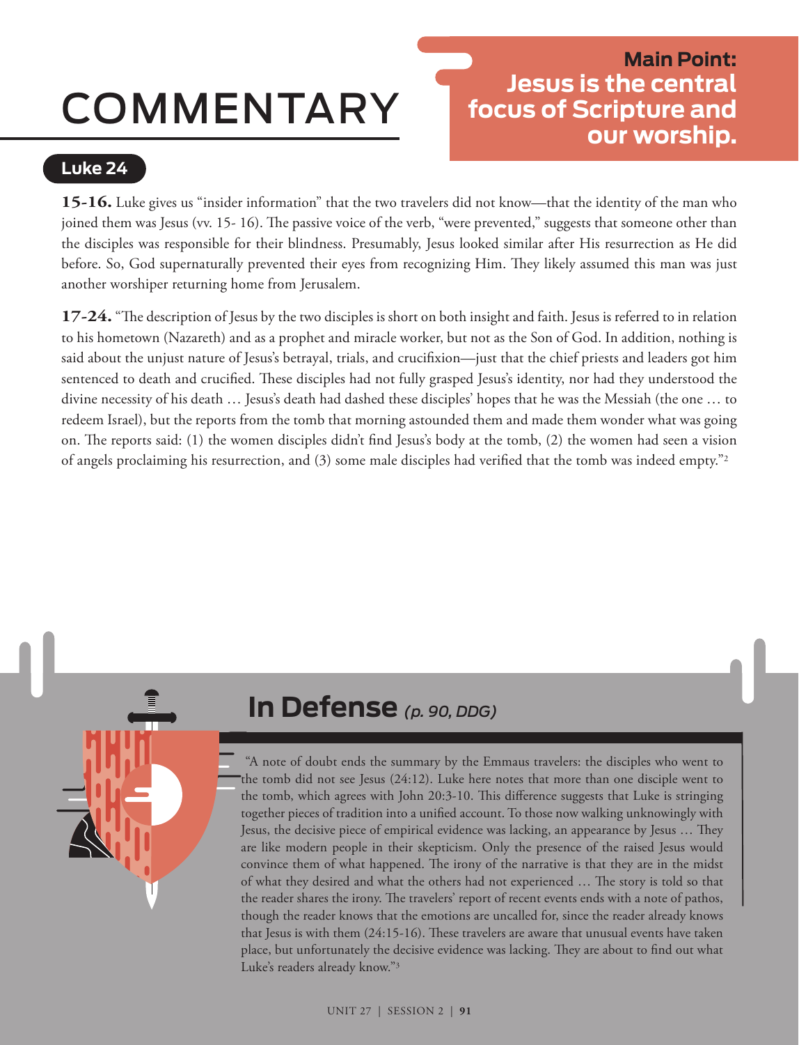# COMMENTARY

**Main Point: Jesus is the central focus of Scripture and our worship.**

## Luke 24

**15-16.** Luke gives us "insider information" that the two travelers did not know—that the identity of the man who joined them was Jesus (vv. 15- 16). The passive voice of the verb, "were prevented," suggests that someone other than the disciples was responsible for their blindness. Presumably, Jesus looked similar after His resurrection as He did before. So, God supernaturally prevented their eyes from recognizing Him. They likely assumed this man was just another worshiper returning home from Jerusalem.

**17-24.** "The description of Jesus by the two disciples is short on both insight and faith. Jesus is referred to in relation to his hometown (Nazareth) and as a prophet and miracle worker, but not as the Son of God. In addition, nothing is said about the unjust nature of Jesus's betrayal, trials, and crucifixion—just that the chief priests and leaders got him sentenced to death and crucified. These disciples had not fully grasped Jesus's identity, nor had they understood the divine necessity of his death … Jesus's death had dashed these disciples' hopes that he was the Messiah (the one … to redeem Israel), but the reports from the tomb that morning astounded them and made them wonder what was going on. The reports said: (1) the women disciples didn't find Jesus's body at the tomb, (2) the women had seen a vision of angels proclaiming his resurrection, and (3) some male disciples had verified that the tomb was indeed empty."[2]

## In Defense *(p. 90, DDG)*

"A note of doubt ends the summary by the Emmaus travelers: the disciples who went to the tomb did not see Jesus (24:12). Luke here notes that more than one disciple went to the tomb, which agrees with John 20:3-10. This difference suggests that Luke is stringing together pieces of tradition into a unified account. To those now walking unknowingly with Jesus, the decisive piece of empirical evidence was lacking, an appearance by Jesus … They are like modern people in their skepticism. Only the presence of the raised Jesus would convince them of what happened. The irony of the narrative is that they are in the midst of what they desired and what the others had not experienced … The story is told so that the reader shares the irony. The travelers' report of recent events ends with a note of pathos, though the reader knows that the emotions are uncalled for, since the reader already knows that Jesus is with them (24:15-16). These travelers are aware that unusual events have taken place, but unfortunately the decisive evidence was lacking. They are about to find out what Luke's readers already know."[3]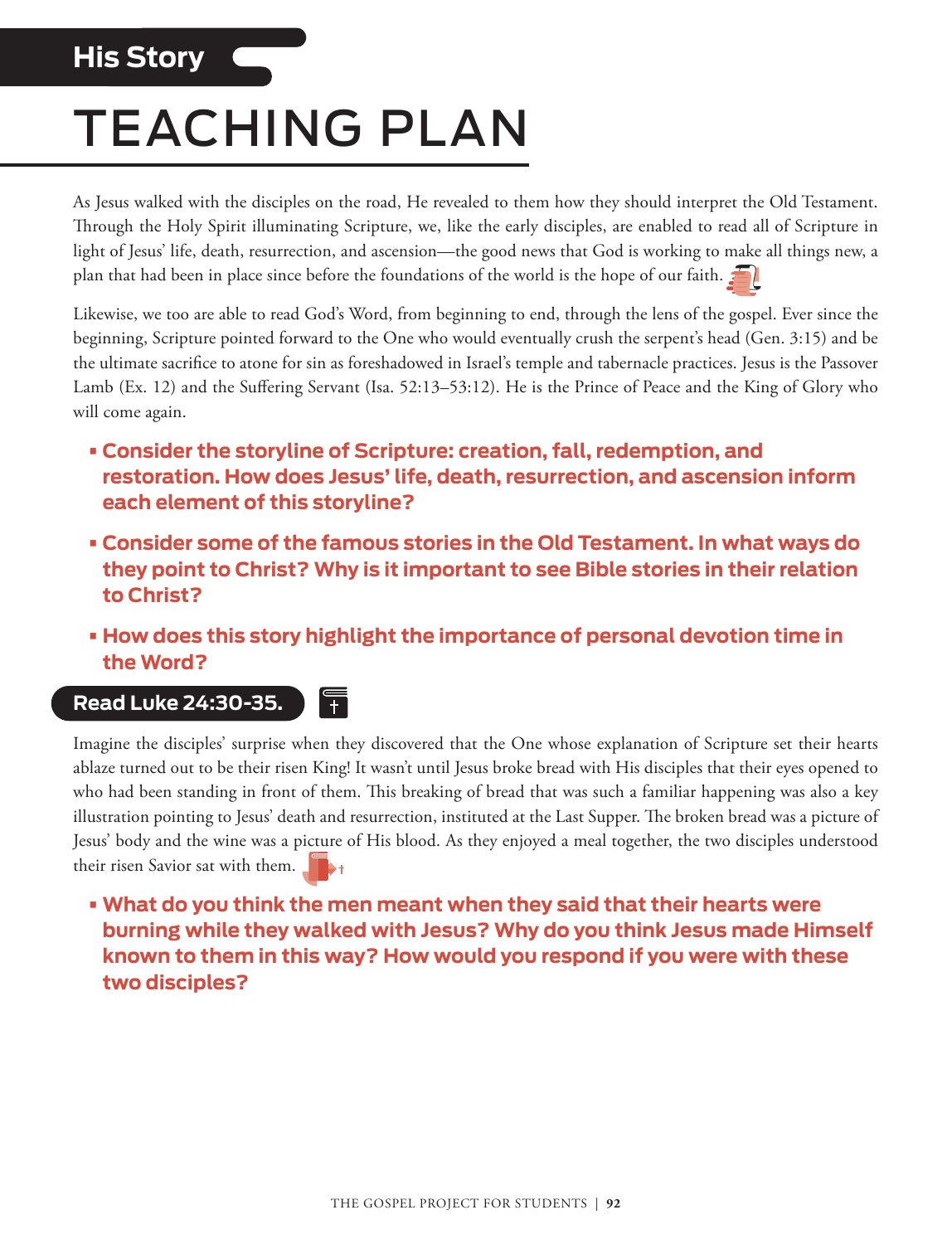**His Story**

# TEACHING PLAN

As Jesus walked with the disciples on the road, He revealed to them how they should interpret the Old Testament. Through the Holy Spirit illuminating Scripture, we, like the early disciples, are enabled to read all of Scripture in light of Jesus' life, death, resurrection, and ascension—the good news that God is working to make all things new, a plan that had been in place since before the foundations of the world is the hope of our faith.

Likewise, we too are able to read God's Word, from beginning to end, through the lens of the gospel. Ever since the beginning, Scripture pointed forward to the One who would eventually crush the serpent's head (Gen. 3:15) and be the ultimate sacrifice to atone for sin as foreshadowed in Israel's temple and tabernacle practices. Jesus is the Passover Lamb (Ex. 12) and the Suffering Servant (Isa. 52:13–53:12). He is the Prince of Peace and the King of Glory who will come again.

- **Consider the storyline of Scripture: creation, fall, redemption, and restoration. How does Jesus' life, death, resurrection, and ascension inform each element of this storyline?**
- **Consider some of the famous stories in the Old Testament. In what ways do they point to Christ? Why is it important to see Bible stories in their relation to Christ?**
- **How does this story highlight the importance of personal devotion time in the Word?**

**Read Luke 24:30-35.**

Imagine the disciples' surprise when they discovered that the One whose explanation of Scripture set their hearts ablaze turned out to be their risen King! It wasn't until Jesus broke bread with His disciples that their eyes opened to who had been standing in front of them. This breaking of bread that was such a familiar happening was also a key illustration pointing to Jesus' death and resurrection, instituted at the Last Supper. The broken bread was a picture of Jesus' body and the wine was a picture of His blood. As they enjoyed a meal together, the two disciples understood their risen Savior sat with them.

- **What do you think the men meant when they said that their hearts were burning while they walked with Jesus? Why do you think Jesus made Himself known to them in this way? How would you respond if you were with these two disciples?**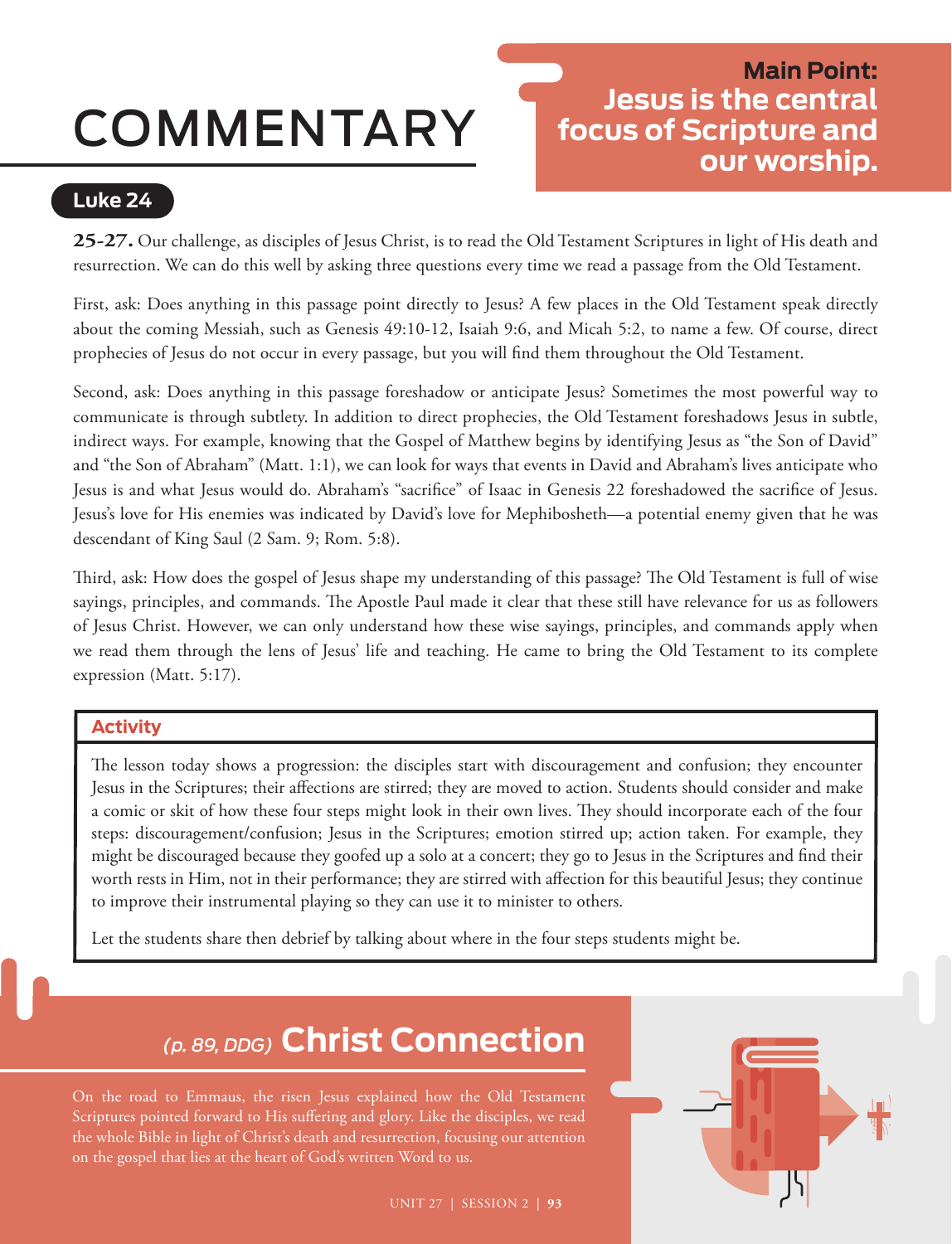# COMMENTARY

**Main Point: Jesus is the central focus of Scripture and our worship.**

## Luke 24

**25-27.** Our challenge, as disciples of Jesus Christ, is to read the Old Testament Scriptures in light of His death and resurrection. We can do this well by asking three questions every time we read a passage from the Old Testament.

First, ask: Does anything in this passage point directly to Jesus? A few places in the Old Testament speak directly about the coming Messiah, such as Genesis 49:10-12, Isaiah 9:6, and Micah 5:2, to name a few. Of course, direct prophecies of Jesus do not occur in every passage, but you will find them throughout the Old Testament.

Second, ask: Does anything in this passage foreshadow or anticipate Jesus? Sometimes the most powerful way to communicate is through subtlety. In addition to direct prophecies, the Old Testament foreshadows Jesus in subtle, indirect ways. For example, knowing that the Gospel of Matthew begins by identifying Jesus as "the Son of David" and "the Son of Abraham" (Matt. 1:1), we can look for ways that events in David and Abraham's lives anticipate who Jesus is and what Jesus would do. Abraham's "sacrifice" of Isaac in Genesis 22 foreshadowed the sacrifice of Jesus. Jesus's love for His enemies was indicated by David's love for Mephibosheth—a potential enemy given that he was descendant of King Saul (2 Sam. 9; Rom. 5:8).

Third, ask: How does the gospel of Jesus shape my understanding of this passage? The Old Testament is full of wise sayings, principles, and commands. The Apostle Paul made it clear that these still have relevance for us as followers of Jesus Christ. However, we can only understand how these wise sayings, principles, and commands apply when we read them through the lens of Jesus' life and teaching. He came to bring the Old Testament to its complete expression (Matt. 5:17).

### Activity

The lesson today shows a progression: the disciples start with discouragement and confusion; they encounter Jesus in the Scriptures; their affections are stirred; they are moved to action. Students should consider and make a comic or skit of how these four steps might look in their own lives. They should incorporate each of the four steps: discouragement/confusion; Jesus in the Scriptures; emotion stirred up; action taken. For example, they might be discouraged because they goofed up a solo at a concert; they go to Jesus in the Scriptures and find their worth rests in Him, not in their performance; they are stirred with affection for this beautiful Jesus; they continue to improve their instrumental playing so they can use it to minister to others.

Let the students share then debrief by talking about where in the four steps students might be.

## *(p. 89, DDG)* Christ Connection

On the road to Emmaus, the risen Jesus explained how the Old Testament Scriptures pointed forward to His suffering and glory. Like the disciples, we read the whole Bible in light of Christ's death and resurrection, focusing our attention on the gospel that lies at the heart of God's written Word to us.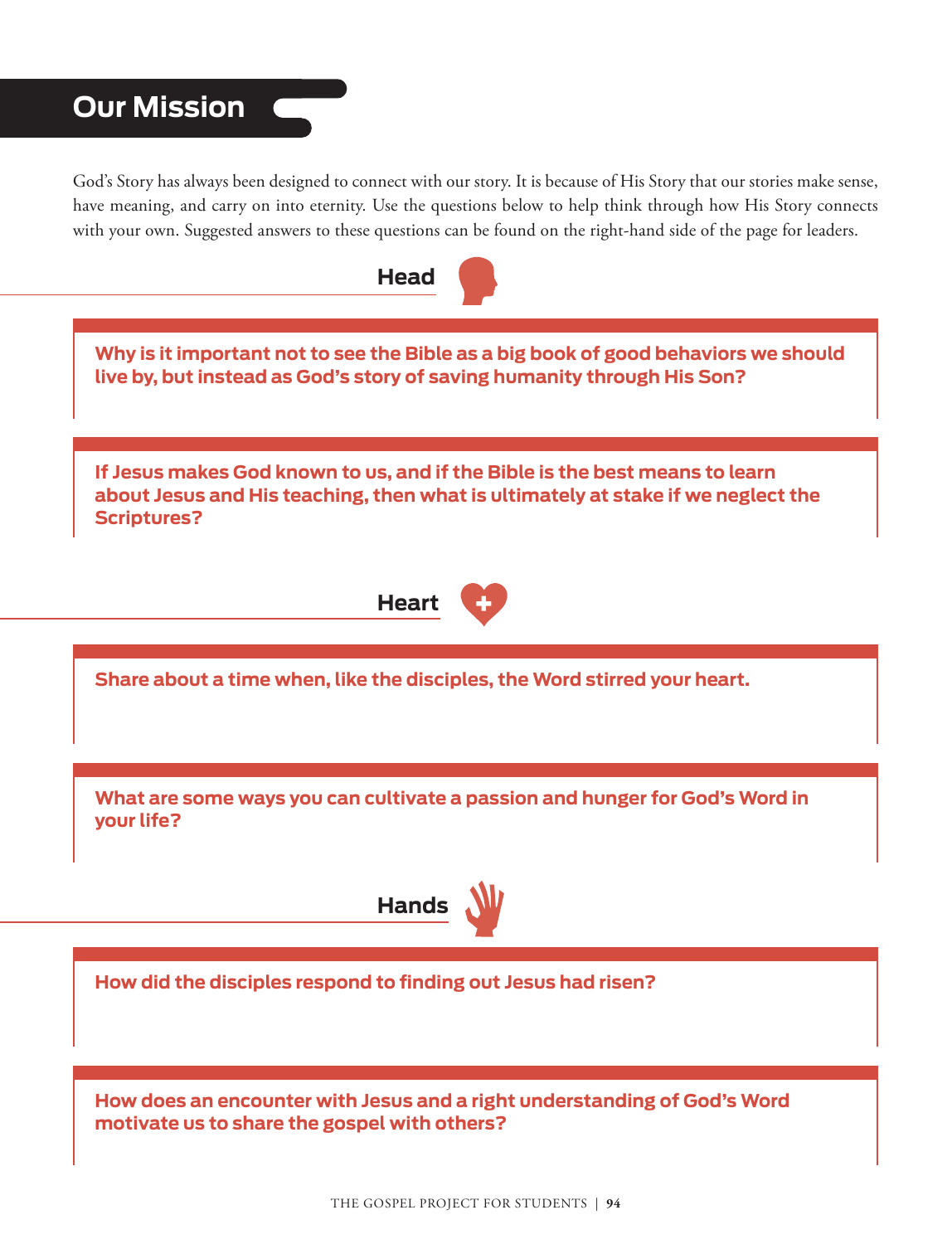# Our Mission

God's Story has always been designed to connect with our story. It is because of His Story that our stories make sense, have meaning, and carry on into eternity. Use the questions below to help think through how His Story connects with your own. Suggested answers to these questions can be found on the right-hand side of the page for leaders.

## Head

**Why is it important not to see the Bible as a big book of good behaviors we should live by, but instead as God's story of saving humanity through His Son?**

**If Jesus makes God known to us, and if the Bible is the best means to learn about Jesus and His teaching, then what is ultimately at stake if we neglect the Scriptures?**

## Heart

**Share about a time when, like the disciples, the Word stirred your heart.**

**What are some ways you can cultivate a passion and hunger for God's Word in your life?**

## Hands

**How did the disciples respond to finding out Jesus had risen?**

**How does an encounter with Jesus and a right understanding of God's Word motivate us to share the gospel with others?**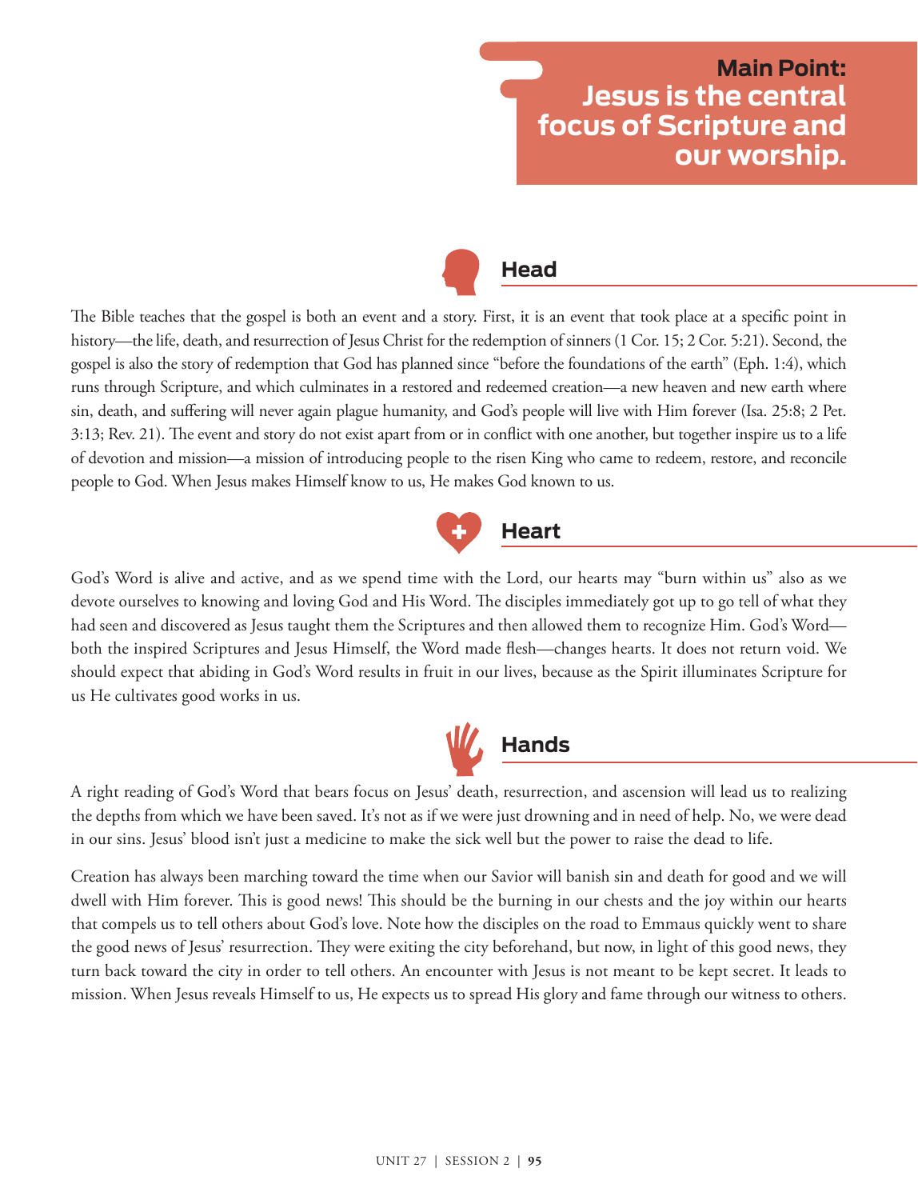## Main Point: Jesus is the central focus of Scripture and our worship.

### Head

The Bible teaches that the gospel is both an event and a story. First, it is an event that took place at a specific point in history—the life, death, and resurrection of Jesus Christ for the redemption of sinners (1 Cor. 15; 2 Cor. 5:21). Second, the gospel is also the story of redemption that God has planned since "before the foundations of the earth" (Eph. 1:4), which runs through Scripture, and which culminates in a restored and redeemed creation—a new heaven and new earth where sin, death, and suffering will never again plague humanity, and God's people will live with Him forever (Isa. 25:8; 2 Pet. 3:13; Rev. 21). The event and story do not exist apart from or in conflict with one another, but together inspire us to a life of devotion and mission—a mission of introducing people to the risen King who came to redeem, restore, and reconcile people to God. When Jesus makes Himself know to us, He makes God known to us.

### Heart

God's Word is alive and active, and as we spend time with the Lord, our hearts may "burn within us" also as we devote ourselves to knowing and loving God and His Word. The disciples immediately got up to go tell of what they had seen and discovered as Jesus taught them the Scriptures and then allowed them to recognize Him. God's Word—both the inspired Scriptures and Jesus Himself, the Word made flesh—changes hearts. It does not return void. We should expect that abiding in God's Word results in fruit in our lives, because as the Spirit illuminates Scripture for us He cultivates good works in us.

### Hands

A right reading of God's Word that bears focus on Jesus' death, resurrection, and ascension will lead us to realizing the depths from which we have been saved. It's not as if we were just drowning and in need of help. No, we were dead in our sins. Jesus' blood isn't just a medicine to make the sick well but the power to raise the dead to life.

Creation has always been marching toward the time when our Savior will banish sin and death for good and we will dwell with Him forever. This is good news! This should be the burning in our chests and the joy within our hearts that compels us to tell others about God's love. Note how the disciples on the road to Emmaus quickly went to share the good news of Jesus' resurrection. They were exiting the city beforehand, but now, in light of this good news, they turn back toward the city in order to tell others. An encounter with Jesus is not meant to be kept secret. It leads to mission. When Jesus reveals Himself to us, He expects us to spread His glory and fame through our witness to others.